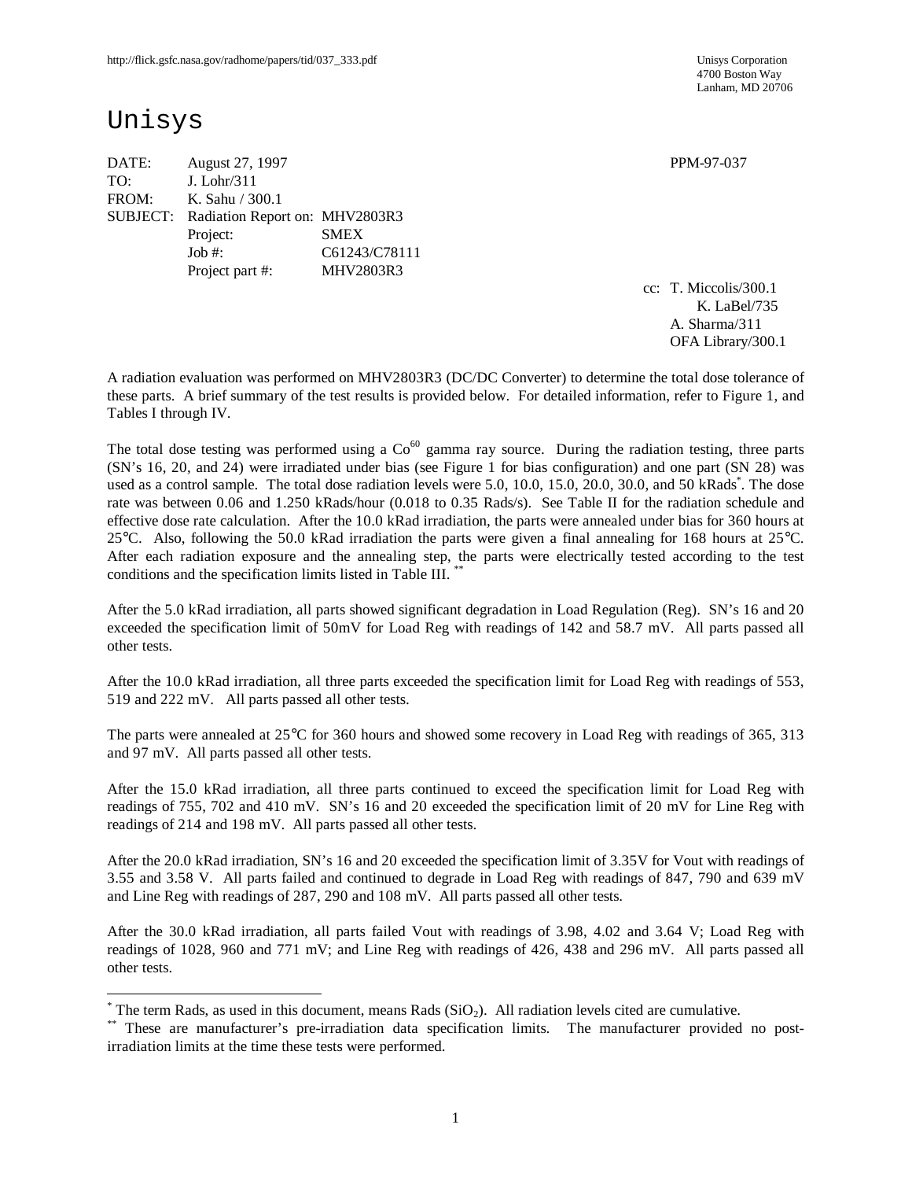http://flick.gsfc.nasa.gov/radhome/papers/tid/037_333.pdf

Unisys Corporation
4700 Boston Way
Lanham, MD 20706

# Unisys

DATE: August 27, 1997 PPM-97-037
TO: J. Lohr/311
FROM: K. Sahu / 300.1
SUBJECT: Radiation Report on: MHV2803R3
Project: SMEX
Job #: C61243/C78111
Project part #: MHV2803R3

cc: T. Miccolis/300.1
K. LaBel/735
A. Sharma/311
OFA Library/300.1

A radiation evaluation was performed on MHV2803R3 (DC/DC Converter) to determine the total dose tolerance of these parts. A brief summary of the test results is provided below. For detailed information, refer to Figure 1, and Tables I through IV.

The total dose testing was performed using a $Co^{60}$ gamma ray source. During the radiation testing, three parts (SN's 16, 20, and 24) were irradiated under bias (see Figure 1 for bias configuration) and one part (SN 28) was used as a control sample. The total dose radiation levels were 5.0, 10.0, 15.0, 20.0, 30.0, and 50 kRads[*]. The dose rate was between 0.06 and 1.250 kRads/hour (0.018 to 0.35 Rads/s). See Table II for the radiation schedule and effective dose rate calculation. After the 10.0 kRad irradiation, the parts were annealed under bias for 360 hours at 25°C. Also, following the 50.0 kRad irradiation the parts were given a final annealing for 168 hours at 25°C. After each radiation exposure and the annealing step, the parts were electrically tested according to the test conditions and the specification limits listed in Table III. [**]

After the 5.0 kRad irradiation, all parts showed significant degradation in Load Regulation (Reg). SN's 16 and 20 exceeded the specification limit of 50mV for Load Reg with readings of 142 and 58.7 mV. All parts passed all other tests.

After the 10.0 kRad irradiation, all three parts exceeded the specification limit for Load Reg with readings of 553, 519 and 222 mV. All parts passed all other tests.

The parts were annealed at 25°C for 360 hours and showed some recovery in Load Reg with readings of 365, 313 and 97 mV. All parts passed all other tests.

After the 15.0 kRad irradiation, all three parts continued to exceed the specification limit for Load Reg with readings of 755, 702 and 410 mV. SN's 16 and 20 exceeded the specification limit of 20 mV for Line Reg with readings of 214 and 198 mV. All parts passed all other tests.

After the 20.0 kRad irradiation, SN's 16 and 20 exceeded the specification limit of 3.35V for Vout with readings of 3.55 and 3.58 V. All parts failed and continued to degrade in Load Reg with readings of 847, 790 and 639 mV and Line Reg with readings of 287, 290 and 108 mV. All parts passed all other tests.

After the 30.0 kRad irradiation, all parts failed Vout with readings of 3.98, 4.02 and 3.64 V; Load Reg with readings of 1028, 960 and 771 mV; and Line Reg with readings of 426, 438 and 296 mV. All parts passed all other tests.

---

[*] The term Rads, as used in this document, means Rads ($SiO_2$). All radiation levels cited are cumulative.

[**] These are manufacturer's pre-irradiation data specification limits. The manufacturer provided no post-irradiation limits at the time these tests were performed.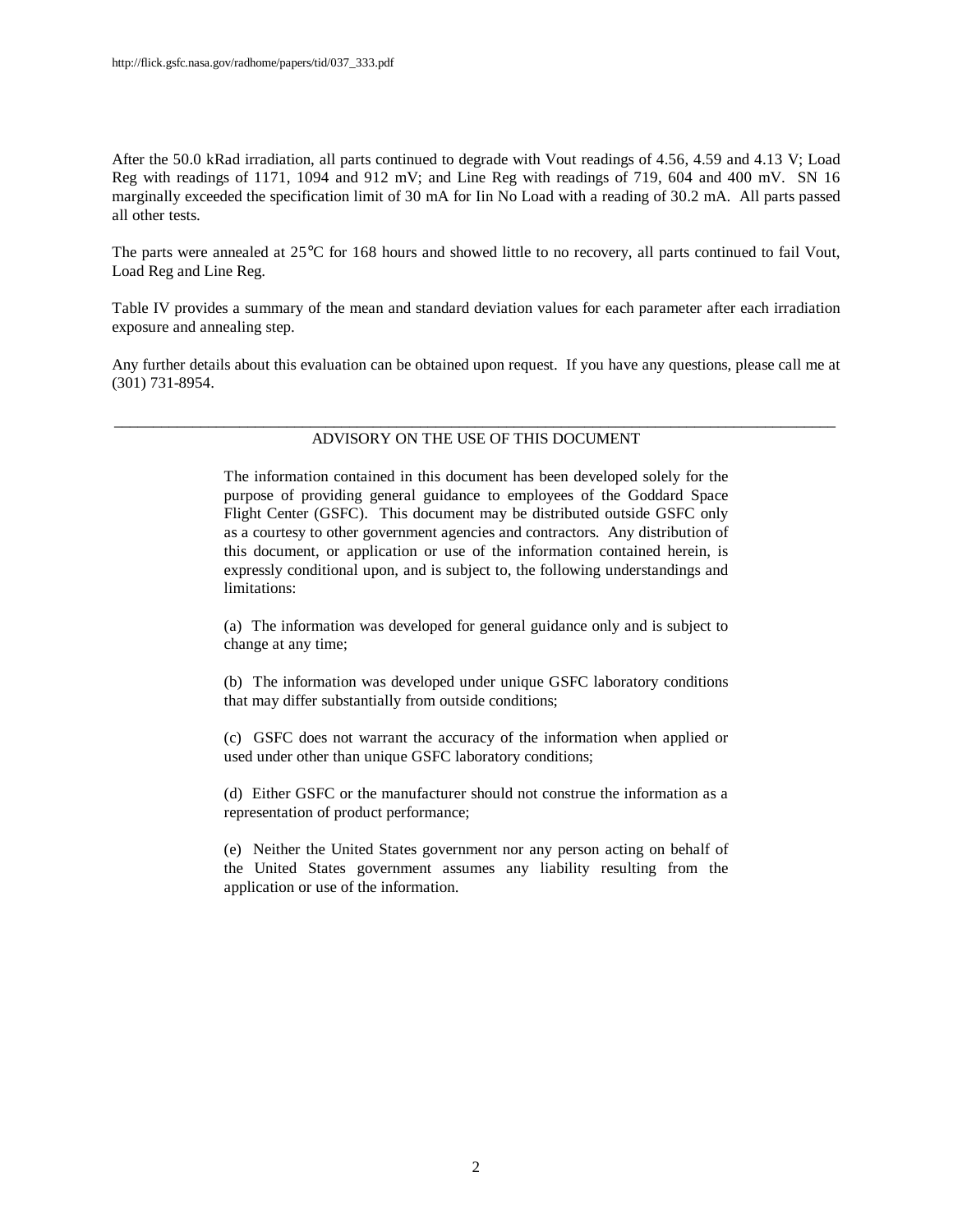After the 50.0 kRad irradiation, all parts continued to degrade with Vout readings of 4.56, 4.59 and 4.13 V; Load Reg with readings of 1171, 1094 and 912 mV; and Line Reg with readings of 719, 604 and 400 mV. SN 16 marginally exceeded the specification limit of 30 mA for Iin No Load with a reading of 30.2 mA. All parts passed all other tests.

The parts were annealed at 25°C for 168 hours and showed little to no recovery, all parts continued to fail Vout, Load Reg and Line Reg.

Table IV provides a summary of the mean and standard deviation values for each parameter after each irradiation exposure and annealing step.

Any further details about this evaluation can be obtained upon request. If you have any questions, please call me at (301) 731-8954.

---

ADVISORY ON THE USE OF THIS DOCUMENT

The information contained in this document has been developed solely for the purpose of providing general guidance to employees of the Goddard Space Flight Center (GSFC). This document may be distributed outside GSFC only as a courtesy to other government agencies and contractors. Any distribution of this document, or application or use of the information contained herein, is expressly conditional upon, and is subject to, the following understandings and limitations:

(a) The information was developed for general guidance only and is subject to change at any time;

(b) The information was developed under unique GSFC laboratory conditions that may differ substantially from outside conditions;

(c) GSFC does not warrant the accuracy of the information when applied or used under other than unique GSFC laboratory conditions;

(d) Either GSFC or the manufacturer should not construe the information as a representation of product performance;

(e) Neither the United States government nor any person acting on behalf of the United States government assumes any liability resulting from the application or use of the information.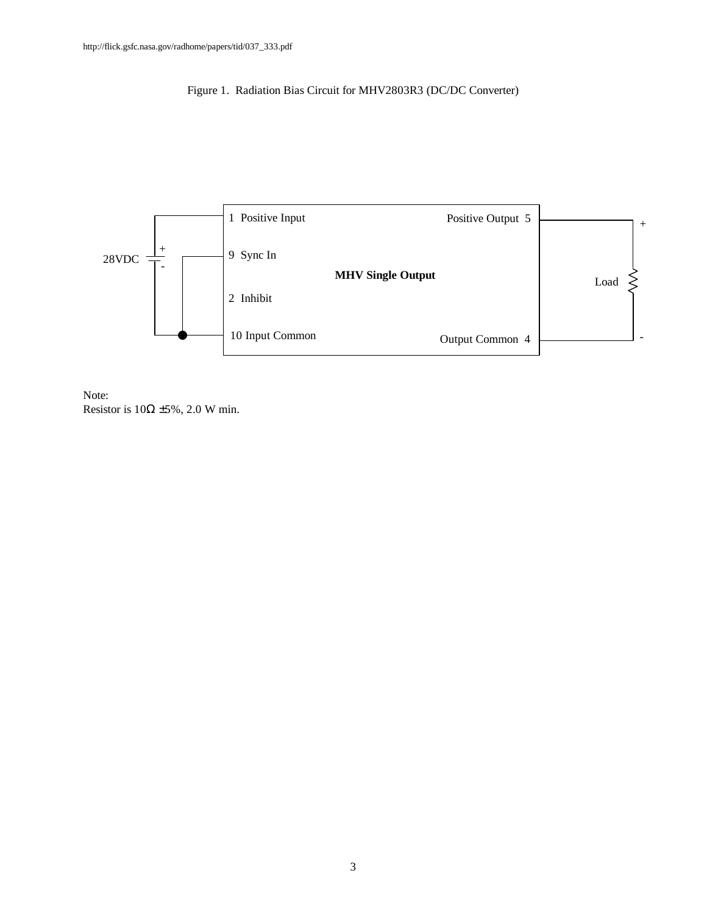http://flick.gsfc.nasa.gov/radhome/papers/tid/037_333.pdf

Figure 1. Radiation Bias Circuit for MHV2803R3 (DC/DC Converter)

28VDC

1 Positive Input

9 Sync In

2 Inhibit

10 Input Common

MHV Single Output

Positive Output 5

Output Common 4

Load

Note:
Resistor is 10Ω ±5%, 2.0 W min.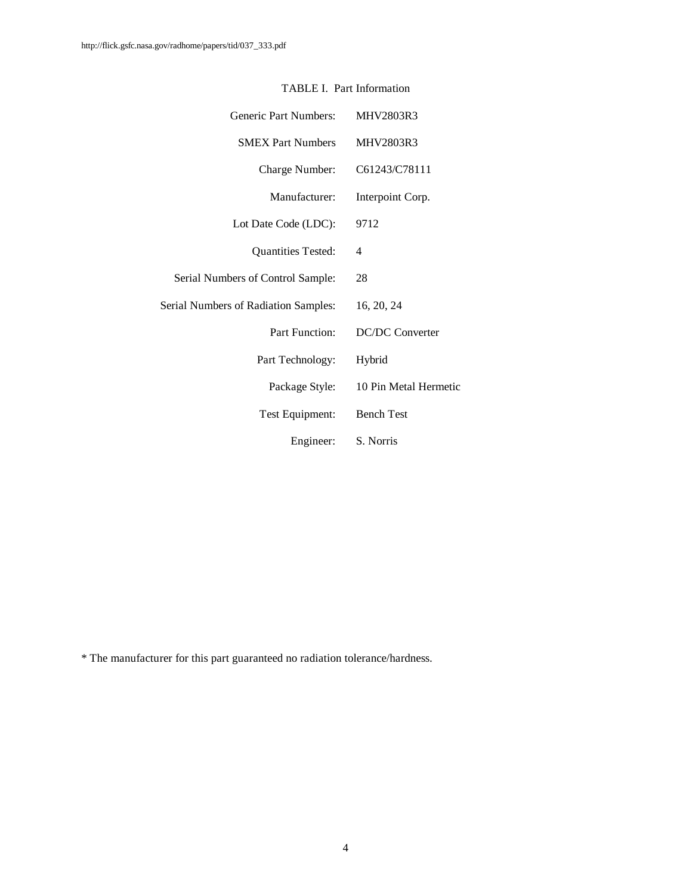http://flick.gsfc.nasa.gov/radhome/papers/tid/037_333.pdf

TABLE I. Part Information

| | |
|---|---|
| Generic Part Numbers: | MHV2803R3 |
| SMEX Part Numbers | MHV2803R3 |
| Charge Number: | C61243/C78111 |
| Manufacturer: | Interpoint Corp. |
| Lot Date Code (LDC): | 9712 |
| Quantities Tested: | 4 |
| Serial Numbers of Control Sample: | 28 |
| Serial Numbers of Radiation Samples: | 16, 20, 24 |
| Part Function: | DC/DC Converter |
| Part Technology: | Hybrid |
| Package Style: | 10 Pin Metal Hermetic |
| Test Equipment: | Bench Test |
| Engineer: | S. Norris |

* The manufacturer for this part guaranteed no radiation tolerance/hardness.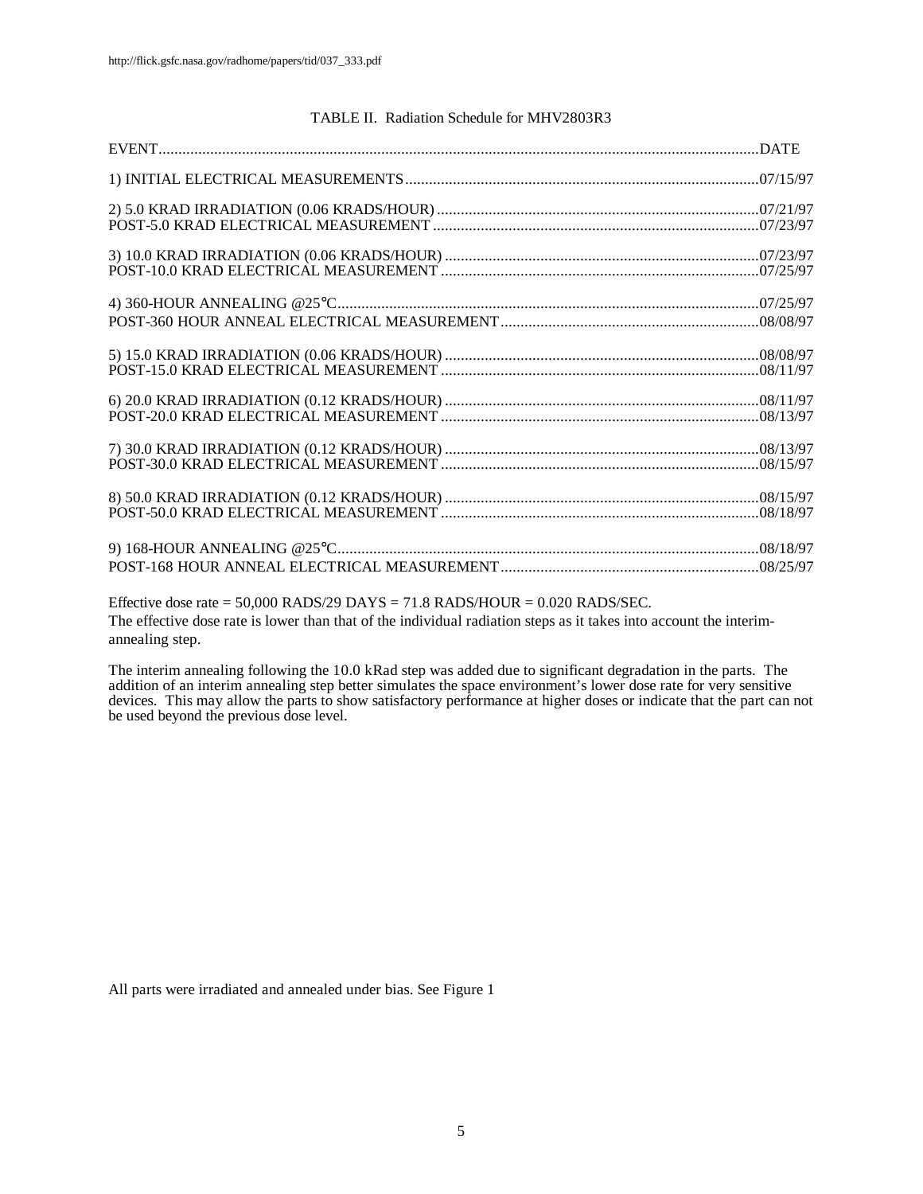http://flick.gsfc.nasa.gov/radhome/papers/tid/037_333.pdf

TABLE II. Radiation Schedule for MHV2803R3

| EVENT | DATE |
|---|---|
| 1) INITIAL ELECTRICAL MEASUREMENTS | 07/15/97 |
| 2) 5.0 KRAD IRRADIATION (0.06 KRADS/HOUR) | 07/21/97 |
| POST-5.0 KRAD ELECTRICAL MEASUREMENT | 07/23/97 |
| 3) 10.0 KRAD IRRADIATION (0.06 KRADS/HOUR) | 07/23/97 |
| POST-10.0 KRAD ELECTRICAL MEASUREMENT | 07/25/97 |
| 4) 360-HOUR ANNEALING @25°C | 07/25/97 |
| POST-360 HOUR ANNEAL ELECTRICAL MEASUREMENT | 08/08/97 |
| 5) 15.0 KRAD IRRADIATION (0.06 KRADS/HOUR) | 08/08/97 |
| POST-15.0 KRAD ELECTRICAL MEASUREMENT | 08/11/97 |
| 6) 20.0 KRAD IRRADIATION (0.12 KRADS/HOUR) | 08/11/97 |
| POST-20.0 KRAD ELECTRICAL MEASUREMENT | 08/13/97 |
| 7) 30.0 KRAD IRRADIATION (0.12 KRADS/HOUR) | 08/13/97 |
| POST-30.0 KRAD ELECTRICAL MEASUREMENT | 08/15/97 |
| 8) 50.0 KRAD IRRADIATION (0.12 KRADS/HOUR) | 08/15/97 |
| POST-50.0 KRAD ELECTRICAL MEASUREMENT | 08/18/97 |
| 9) 168-HOUR ANNEALING @25°C | 08/18/97 |
| POST-168 HOUR ANNEAL ELECTRICAL MEASUREMENT | 08/25/97 |

Effective dose rate = 50,000 RADS/29 DAYS = 71.8 RADS/HOUR = 0.020 RADS/SEC.
The effective dose rate is lower than that of the individual radiation steps as it takes into account the interim-annealing step.

The interim annealing following the 10.0 kRad step was added due to significant degradation in the parts. The addition of an interim annealing step better simulates the space environment's lower dose rate for very sensitive devices. This may allow the parts to show satisfactory performance at higher doses or indicate that the part can not be used beyond the previous dose level.

All parts were irradiated and annealed under bias. See Figure 1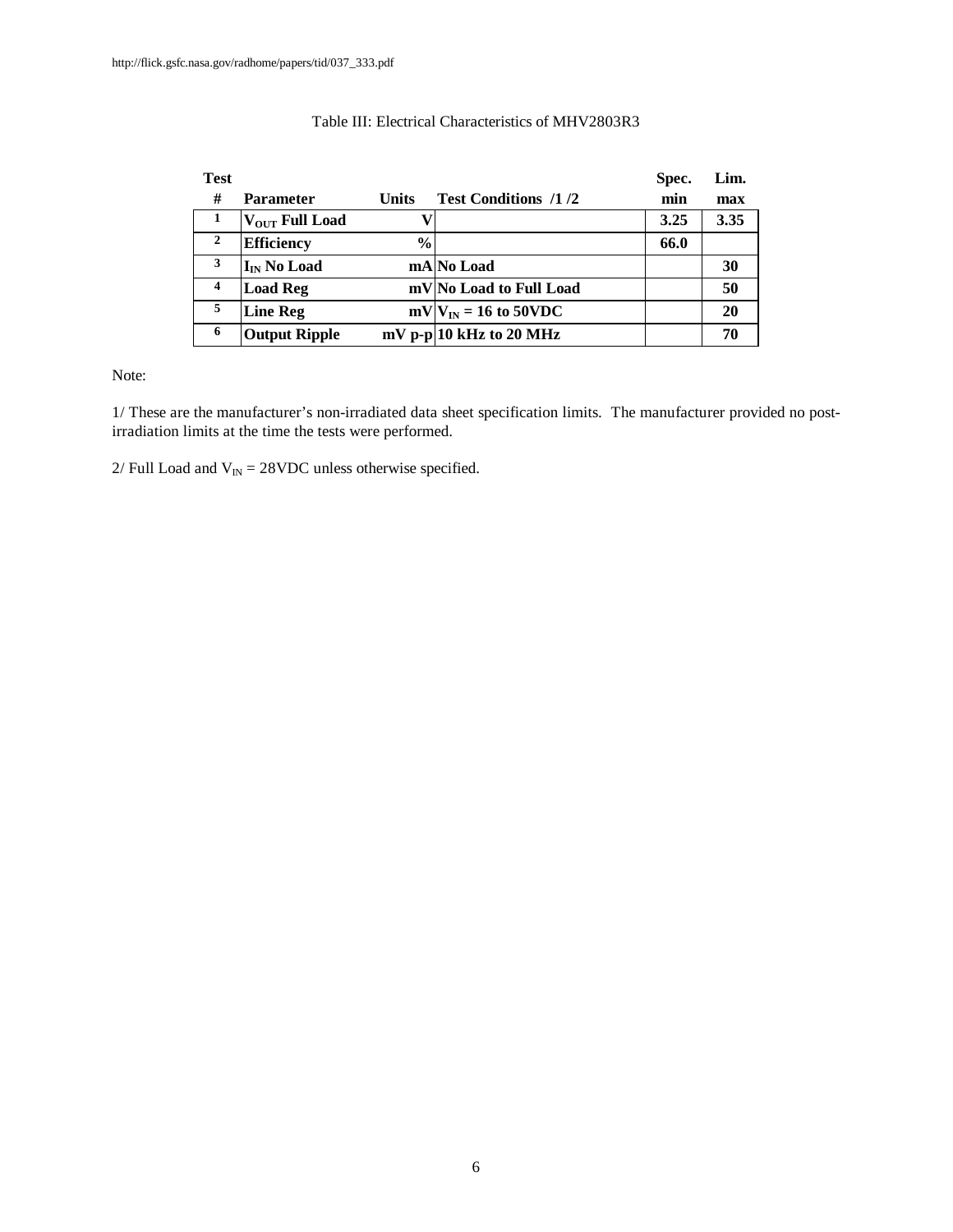Table III: Electrical Characteristics of MHV2803R3

| Test # | Parameter | Units | Test Conditions /1 /2 | Spec. min | Lim. max |
|---|---|---|---|---|---|
| 1 | $V_{OUT}$ Full Load | V | | 3.25 | 3.35 |
| 2 | Efficiency | % | | 66.0 | |
| 3 | $I_{IN}$ No Load | mA | No Load | | 30 |
| 4 | Load Reg | mV | No Load to Full Load | | 50 |
| 5 | Line Reg | mV | $V_{IN}$ = 16 to 50VDC | | 20 |
| 6 | Output Ripple | mV p-p | 10 kHz to 20 MHz | | 70 |

Note:

1/ These are the manufacturer's non-irradiated data sheet specification limits. The manufacturer provided no post-irradiation limits at the time the tests were performed.

2/ Full Load and $V_{IN}$ = 28VDC unless otherwise specified.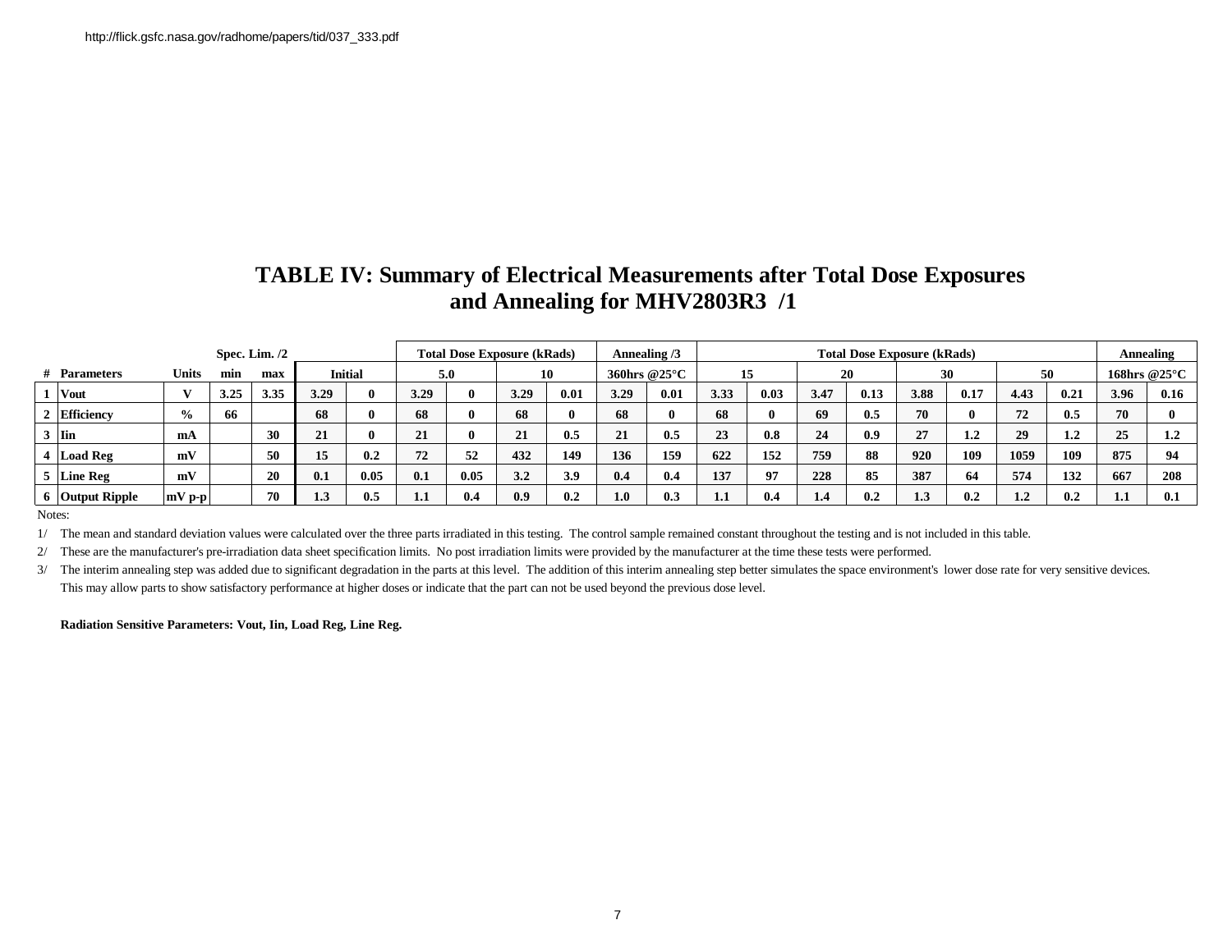http://flick.gsfc.nasa.gov/radhome/papers/tid/037_333.pdf

# TABLE IV: Summary of Electrical Measurements after Total Dose Exposures and Annealing for MHV2803R3 /1

| | | | Spec. Lim. /2 | | | | Total Dose Exposure (kRads) | | | | Annealing /3 | | Total Dose Exposure (kRads) | | | | | | | | Annealing | |
|---|---|---|---|---|---|---|---|---|---|---|---|---|---|---|---|---|---|---|---|---|---|---|
| # | Parameters | Units | min | max | Initial | | 5.0 | | 10 | | 360hrs @25°C | | 15 | | 20 | | 30 | | 50 | | 168hrs @25°C | |
| 1 | Vout | V | 3.25 | 3.35 | 3.29 | 0 | 3.29 | 0 | 3.29 | 0.01 | 3.29 | 0.01 | 3.33 | 0.03 | 3.47 | 0.13 | 3.88 | 0.17 | 4.43 | 0.21 | 3.96 | 0.16 |
| 2 | Efficiency | % | 66 | | 68 | 0 | 68 | 0 | 68 | 0 | 68 | 0 | 68 | 0 | 69 | 0.5 | 70 | 0 | 72 | 0.5 | 70 | 0 |
| 3 | Iin | mA | | 30 | 21 | 0 | 21 | 0 | 21 | 0.5 | 21 | 0.5 | 23 | 0.8 | 24 | 0.9 | 27 | 1.2 | 29 | 1.2 | 25 | 1.2 |
| 4 | Load Reg | mV | | 50 | 15 | 0.2 | 72 | 52 | 432 | 149 | 136 | 159 | 622 | 152 | 759 | 88 | 920 | 109 | 1059 | 109 | 875 | 94 |
| 5 | Line Reg | mV | | 20 | 0.1 | 0.05 | 0.1 | 0.05 | 3.2 | 3.9 | 0.4 | 0.4 | 137 | 97 | 228 | 85 | 387 | 64 | 574 | 132 | 667 | 208 |
| 6 | Output Ripple | mV p-p | | 70 | 1.3 | 0.5 | 1.1 | 0.4 | 0.9 | 0.2 | 1.0 | 0.3 | 1.1 | 0.4 | 1.4 | 0.2 | 1.3 | 0.2 | 1.2 | 0.2 | 1.1 | 0.1 |

Notes:

1/ The mean and standard deviation values were calculated over the three parts irradiated in this testing. The control sample remained constant throughout the testing and is not included in this table.

2/ These are the manufacturer's pre-irradiation data sheet specification limits. No post irradiation limits were provided by the manufacturer at the time these tests were performed.

3/ The interim annealing step was added due to significant degradation in the parts at this level. The addition of this interim annealing step better simulates the space environment's lower dose rate for very sensitive devices. This may allow parts to show satisfactory performance at higher doses or indicate that the part can not be used beyond the previous dose level.

**Radiation Sensitive Parameters: Vout, Iin, Load Reg, Line Reg.**